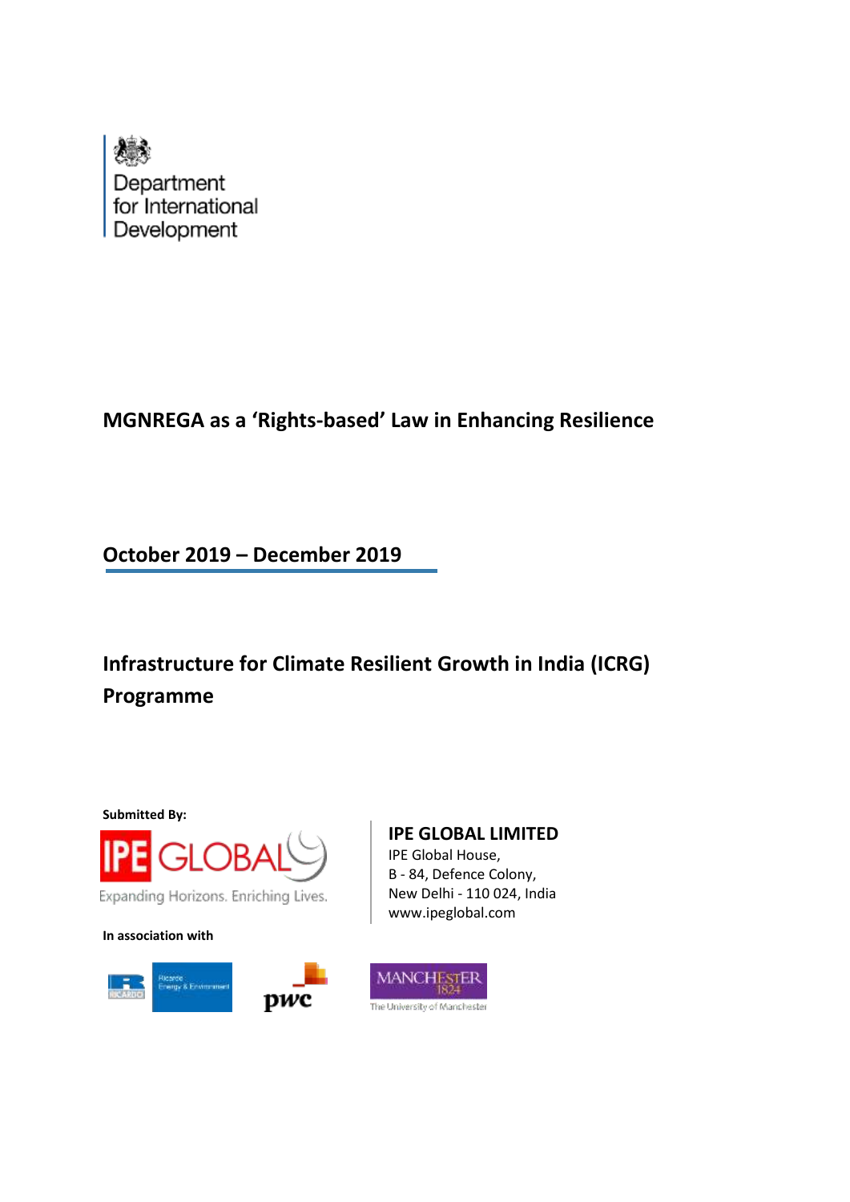Department for International Development

# MGNREGA as a 'Rights-based' Law in Enhancing Resilience

## October 2019 – December 2019

## Infrastructure for Climate Resilient Growth in India (ICRG) Programme

**Submitted By:**

IPE GLOBAL

Expanding Horizons. Enriching Lives.

**IPE GLOBAL LIMITED**
IPE Global House,
B - 84, Defence Colony,
New Delhi - 110 024, India
www.ipeglobal.com

**In association with**

Ricardo Energy & Environment

pwc

MANCHESTER 1824 The University of Manchester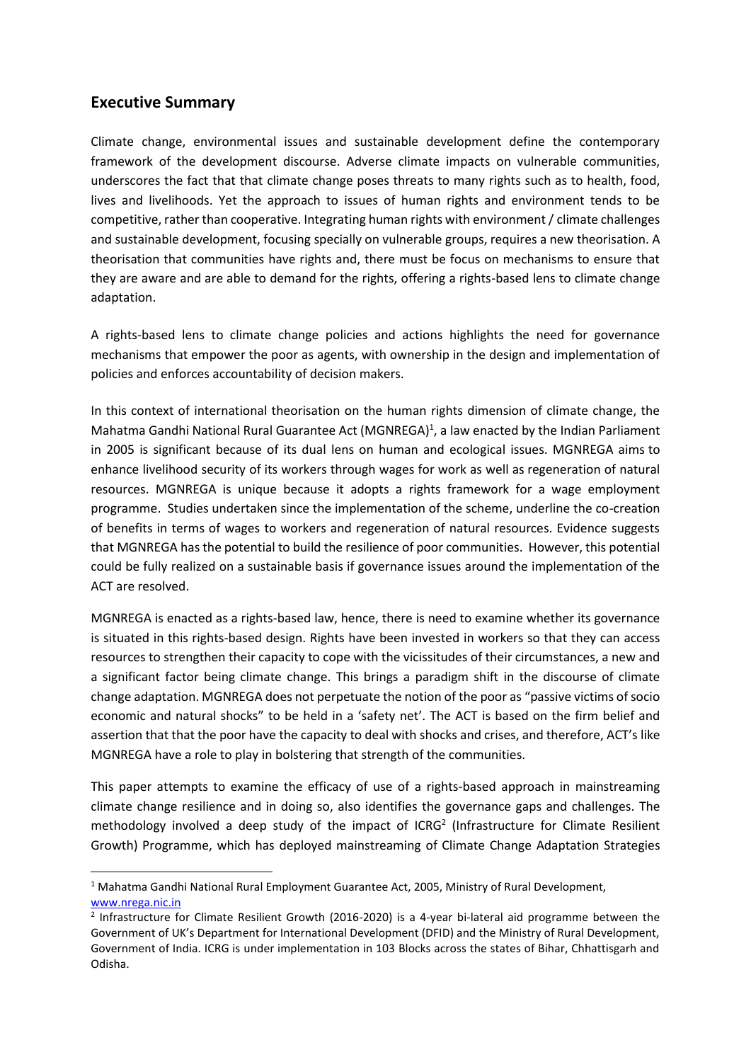## Executive Summary

Climate change, environmental issues and sustainable development define the contemporary framework of the development discourse. Adverse climate impacts on vulnerable communities, underscores the fact that that climate change poses threats to many rights such as to health, food, lives and livelihoods. Yet the approach to issues of human rights and environment tends to be competitive, rather than cooperative. Integrating human rights with environment / climate challenges and sustainable development, focusing specially on vulnerable groups, requires a new theorisation. A theorisation that communities have rights and, there must be focus on mechanisms to ensure that they are aware and are able to demand for the rights, offering a rights-based lens to climate change adaptation.

A rights-based lens to climate change policies and actions highlights the need for governance mechanisms that empower the poor as agents, with ownership in the design and implementation of policies and enforces accountability of decision makers.

In this context of international theorisation on the human rights dimension of climate change, the Mahatma Gandhi National Rural Guarantee Act (MGNREGA)[1], a law enacted by the Indian Parliament in 2005 is significant because of its dual lens on human and ecological issues. MGNREGA aims to enhance livelihood security of its workers through wages for work as well as regeneration of natural resources. MGNREGA is unique because it adopts a rights framework for a wage employment programme. Studies undertaken since the implementation of the scheme, underline the co-creation of benefits in terms of wages to workers and regeneration of natural resources. Evidence suggests that MGNREGA has the potential to build the resilience of poor communities. However, this potential could be fully realized on a sustainable basis if governance issues around the implementation of the ACT are resolved.

MGNREGA is enacted as a rights-based law, hence, there is need to examine whether its governance is situated in this rights-based design. Rights have been invested in workers so that they can access resources to strengthen their capacity to cope with the vicissitudes of their circumstances, a new and a significant factor being climate change. This brings a paradigm shift in the discourse of climate change adaptation. MGNREGA does not perpetuate the notion of the poor as "passive victims of socio economic and natural shocks" to be held in a 'safety net'. The ACT is based on the firm belief and assertion that that the poor have the capacity to deal with shocks and crises, and therefore, ACT's like MGNREGA have a role to play in bolstering that strength of the communities.

This paper attempts to examine the efficacy of use of a rights-based approach in mainstreaming climate change resilience and in doing so, also identifies the governance gaps and challenges. The methodology involved a deep study of the impact of ICRG[2] (Infrastructure for Climate Resilient Growth) Programme, which has deployed mainstreaming of Climate Change Adaptation Strategies

---

[1] Mahatma Gandhi National Rural Employment Guarantee Act, 2005, Ministry of Rural Development, www.nrega.nic.in

[2] Infrastructure for Climate Resilient Growth (2016-2020) is a 4-year bi-lateral aid programme between the Government of UK's Department for International Development (DFID) and the Ministry of Rural Development, Government of India. ICRG is under implementation in 103 Blocks across the states of Bihar, Chhattisgarh and Odisha.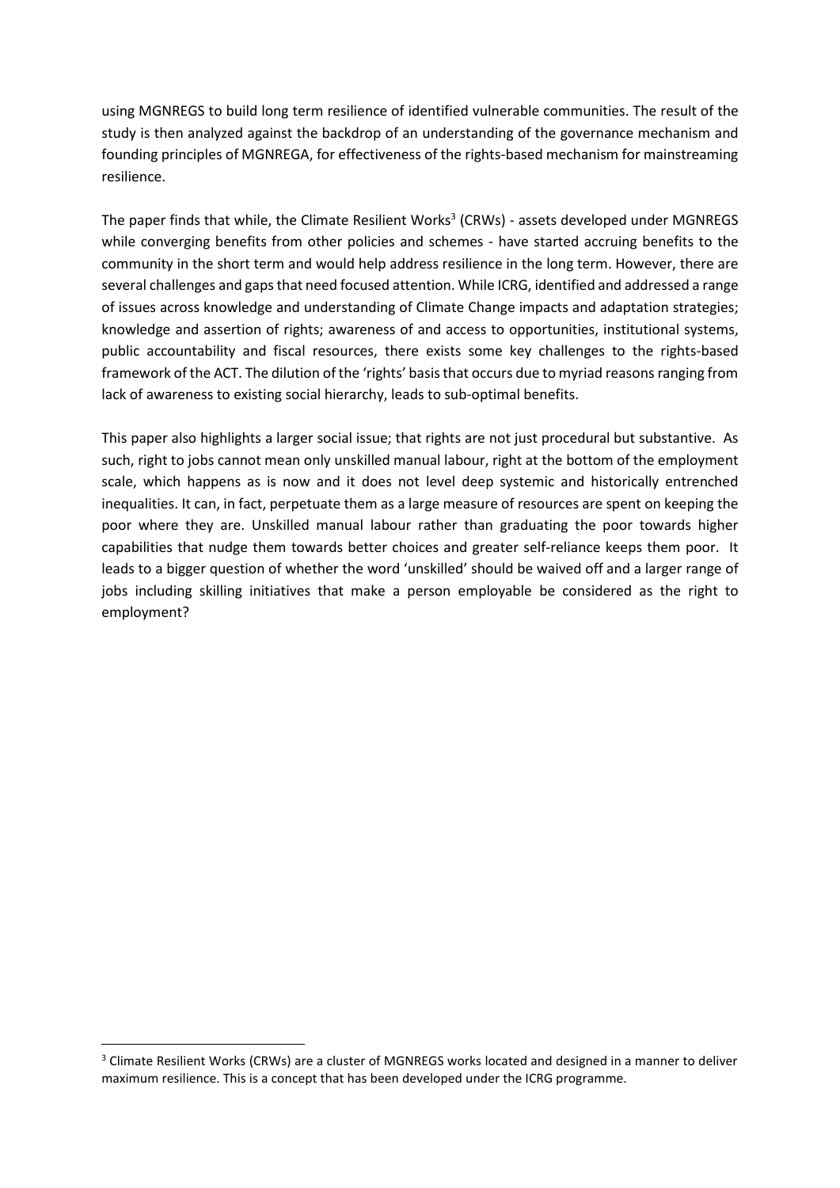using MGNREGS to build long term resilience of identified vulnerable communities. The result of the study is then analyzed against the backdrop of an understanding of the governance mechanism and founding principles of MGNREGA, for effectiveness of the rights-based mechanism for mainstreaming resilience.

The paper finds that while, the Climate Resilient Works[3] (CRWs) - assets developed under MGNREGS while converging benefits from other policies and schemes - have started accruing benefits to the community in the short term and would help address resilience in the long term. However, there are several challenges and gaps that need focused attention. While ICRG, identified and addressed a range of issues across knowledge and understanding of Climate Change impacts and adaptation strategies; knowledge and assertion of rights; awareness of and access to opportunities, institutional systems, public accountability and fiscal resources, there exists some key challenges to the rights-based framework of the ACT. The dilution of the 'rights' basis that occurs due to myriad reasons ranging from lack of awareness to existing social hierarchy, leads to sub-optimal benefits.

This paper also highlights a larger social issue; that rights are not just procedural but substantive. As such, right to jobs cannot mean only unskilled manual labour, right at the bottom of the employment scale, which happens as is now and it does not level deep systemic and historically entrenched inequalities. It can, in fact, perpetuate them as a large measure of resources are spent on keeping the poor where they are. Unskilled manual labour rather than graduating the poor towards higher capabilities that nudge them towards better choices and greater self-reliance keeps them poor. It leads to a bigger question of whether the word 'unskilled' should be waived off and a larger range of jobs including skilling initiatives that make a person employable be considered as the right to employment?

[3] Climate Resilient Works (CRWs) are a cluster of MGNREGS works located and designed in a manner to deliver maximum resilience. This is a concept that has been developed under the ICRG programme.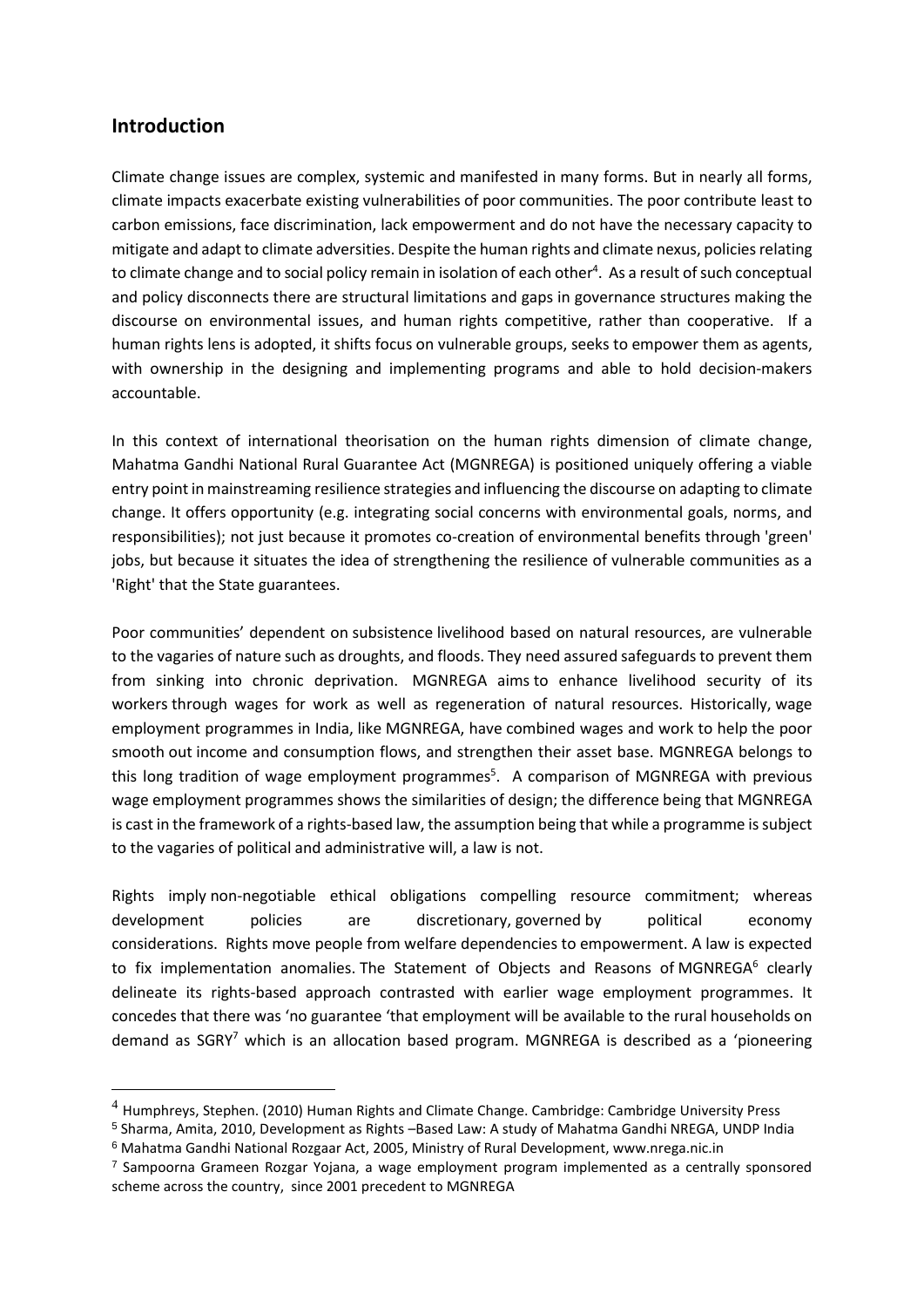## Introduction

Climate change issues are complex, systemic and manifested in many forms. But in nearly all forms, climate impacts exacerbate existing vulnerabilities of poor communities. The poor contribute least to carbon emissions, face discrimination, lack empowerment and do not have the necessary capacity to mitigate and adapt to climate adversities. Despite the human rights and climate nexus, policies relating to climate change and to social policy remain in isolation of each other[4]. As a result of such conceptual and policy disconnects there are structural limitations and gaps in governance structures making the discourse on environmental issues, and human rights competitive, rather than cooperative. If a human rights lens is adopted, it shifts focus on vulnerable groups, seeks to empower them as agents, with ownership in the designing and implementing programs and able to hold decision-makers accountable.

In this context of international theorisation on the human rights dimension of climate change, Mahatma Gandhi National Rural Guarantee Act (MGNREGA) is positioned uniquely offering a viable entry point in mainstreaming resilience strategies and influencing the discourse on adapting to climate change. It offers opportunity (e.g. integrating social concerns with environmental goals, norms, and responsibilities); not just because it promotes co-creation of environmental benefits through 'green' jobs, but because it situates the idea of strengthening the resilience of vulnerable communities as a 'Right' that the State guarantees.

Poor communities' dependent on subsistence livelihood based on natural resources, are vulnerable to the vagaries of nature such as droughts, and floods. They need assured safeguards to prevent them from sinking into chronic deprivation. MGNREGA aims to enhance livelihood security of its workers through wages for work as well as regeneration of natural resources. Historically, wage employment programmes in India, like MGNREGA, have combined wages and work to help the poor smooth out income and consumption flows, and strengthen their asset base. MGNREGA belongs to this long tradition of wage employment programmes[5]. A comparison of MGNREGA with previous wage employment programmes shows the similarities of design; the difference being that MGNREGA is cast in the framework of a rights-based law, the assumption being that while a programme is subject to the vagaries of political and administrative will, a law is not.

Rights imply non-negotiable ethical obligations compelling resource commitment; whereas development policies are discretionary, governed by political economy considerations. Rights move people from welfare dependencies to empowerment. A law is expected to fix implementation anomalies. The Statement of Objects and Reasons of MGNREGA[6] clearly delineate its rights-based approach contrasted with earlier wage employment programmes. It concedes that there was 'no guarantee 'that employment will be available to the rural households on demand as SGRY[7] which is an allocation based program. MGNREGA is described as a 'pioneering

---

[4] Humphreys, Stephen. (2010) Human Rights and Climate Change. Cambridge: Cambridge University Press

[5] Sharma, Amita, 2010, Development as Rights –Based Law: A study of Mahatma Gandhi NREGA, UNDP India

[6] Mahatma Gandhi National Rozgaar Act, 2005, Ministry of Rural Development, www.nrega.nic.in

[7] Sampoorna Grameen Rozgar Yojana, a wage employment program implemented as a centrally sponsored scheme across the country, since 2001 precedent to MGNREGA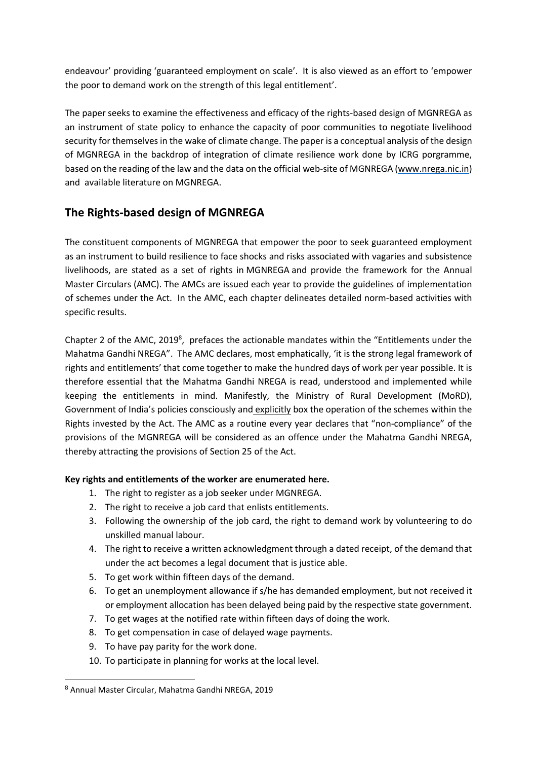endeavour' providing 'guaranteed employment on scale'. It is also viewed as an effort to 'empower the poor to demand work on the strength of this legal entitlement'.

The paper seeks to examine the effectiveness and efficacy of the rights-based design of MGNREGA as an instrument of state policy to enhance the capacity of poor communities to negotiate livelihood security for themselves in the wake of climate change. The paper is a conceptual analysis of the design of MGNREGA in the backdrop of integration of climate resilience work done by ICRG porgramme, based on the reading of the law and the data on the official web-site of MGNREGA (www.nrega.nic.in) and available literature on MGNREGA.

## The Rights-based design of MGNREGA

The constituent components of MGNREGA that empower the poor to seek guaranteed employment as an instrument to build resilience to face shocks and risks associated with vagaries and subsistence livelihoods, are stated as a set of rights in MGNREGA and provide the framework for the Annual Master Circulars (AMC). The AMCs are issued each year to provide the guidelines of implementation of schemes under the Act. In the AMC, each chapter delineates detailed norm-based activities with specific results.

Chapter 2 of the AMC, 2019[8], prefaces the actionable mandates within the "Entitlements under the Mahatma Gandhi NREGA". The AMC declares, most emphatically, 'it is the strong legal framework of rights and entitlements' that come together to make the hundred days of work per year possible. It is therefore essential that the Mahatma Gandhi NREGA is read, understood and implemented while keeping the entitlements in mind. Manifestly, the Ministry of Rural Development (MoRD), Government of India's policies consciously and explicitly box the operation of the schemes within the Rights invested by the Act. The AMC as a routine every year declares that "non-compliance" of the provisions of the MGNREGA will be considered as an offence under the Mahatma Gandhi NREGA, thereby attracting the provisions of Section 25 of the Act.

**Key rights and entitlements of the worker are enumerated here.**

1. The right to register as a job seeker under MGNREGA.
2. The right to receive a job card that enlists entitlements.
3. Following the ownership of the job card, the right to demand work by volunteering to do unskilled manual labour.
4. The right to receive a written acknowledgment through a dated receipt, of the demand that under the act becomes a legal document that is justice able.
5. To get work within fifteen days of the demand.
6. To get an unemployment allowance if s/he has demanded employment, but not received it or employment allocation has been delayed being paid by the respective state government.
7. To get wages at the notified rate within fifteen days of doing the work.
8. To get compensation in case of delayed wage payments.
9. To have pay parity for the work done.
10. To participate in planning for works at the local level.

[8] Annual Master Circular, Mahatma Gandhi NREGA, 2019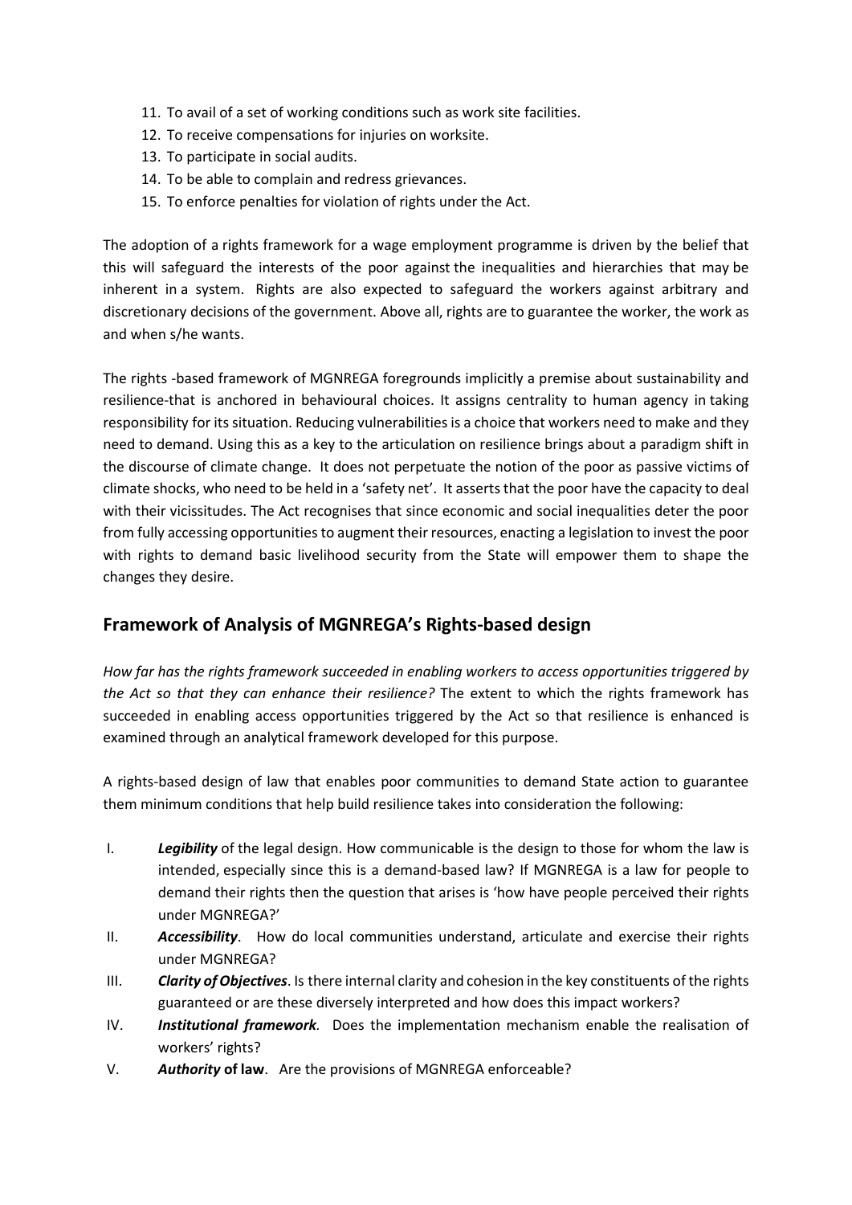11. To avail of a set of working conditions such as work site facilities.
12. To receive compensations for injuries on worksite.
13. To participate in social audits.
14. To be able to complain and redress grievances.
15. To enforce penalties for violation of rights under the Act.

The adoption of a rights framework for a wage employment programme is driven by the belief that this will safeguard the interests of the poor against the inequalities and hierarchies that may be inherent in a system. Rights are also expected to safeguard the workers against arbitrary and discretionary decisions of the government. Above all, rights are to guarantee the worker, the work as and when s/he wants.

The rights -based framework of MGNREGA foregrounds implicitly a premise about sustainability and resilience-that is anchored in behavioural choices. It assigns centrality to human agency in taking responsibility for its situation. Reducing vulnerabilities is a choice that workers need to make and they need to demand. Using this as a key to the articulation on resilience brings about a paradigm shift in the discourse of climate change. It does not perpetuate the notion of the poor as passive victims of climate shocks, who need to be held in a 'safety net'. It asserts that the poor have the capacity to deal with their vicissitudes. The Act recognises that since economic and social inequalities deter the poor from fully accessing opportunities to augment their resources, enacting a legislation to invest the poor with rights to demand basic livelihood security from the State will empower them to shape the changes they desire.

## Framework of Analysis of MGNREGA's Rights-based design

*How far has the rights framework succeeded in enabling workers to access opportunities triggered by the Act so that they can enhance their resilience?* The extent to which the rights framework has succeeded in enabling access opportunities triggered by the Act so that resilience is enhanced is examined through an analytical framework developed for this purpose.

A rights-based design of law that enables poor communities to demand State action to guarantee them minimum conditions that help build resilience takes into consideration the following:

I. ***Legibility*** of the legal design. How communicable is the design to those for whom the law is intended, especially since this is a demand-based law? If MGNREGA is a law for people to demand their rights then the question that arises is 'how have people perceived their rights under MGNREGA?'

II. ***Accessibility***. How do local communities understand, articulate and exercise their rights under MGNREGA?

III. ***Clarity of Objectives***. Is there internal clarity and cohesion in the key constituents of the rights guaranteed or are these diversely interpreted and how does this impact workers?

IV. ***Institutional framework.*** Does the implementation mechanism enable the realisation of workers' rights?

V. ***Authority* of law**. Are the provisions of MGNREGA enforceable?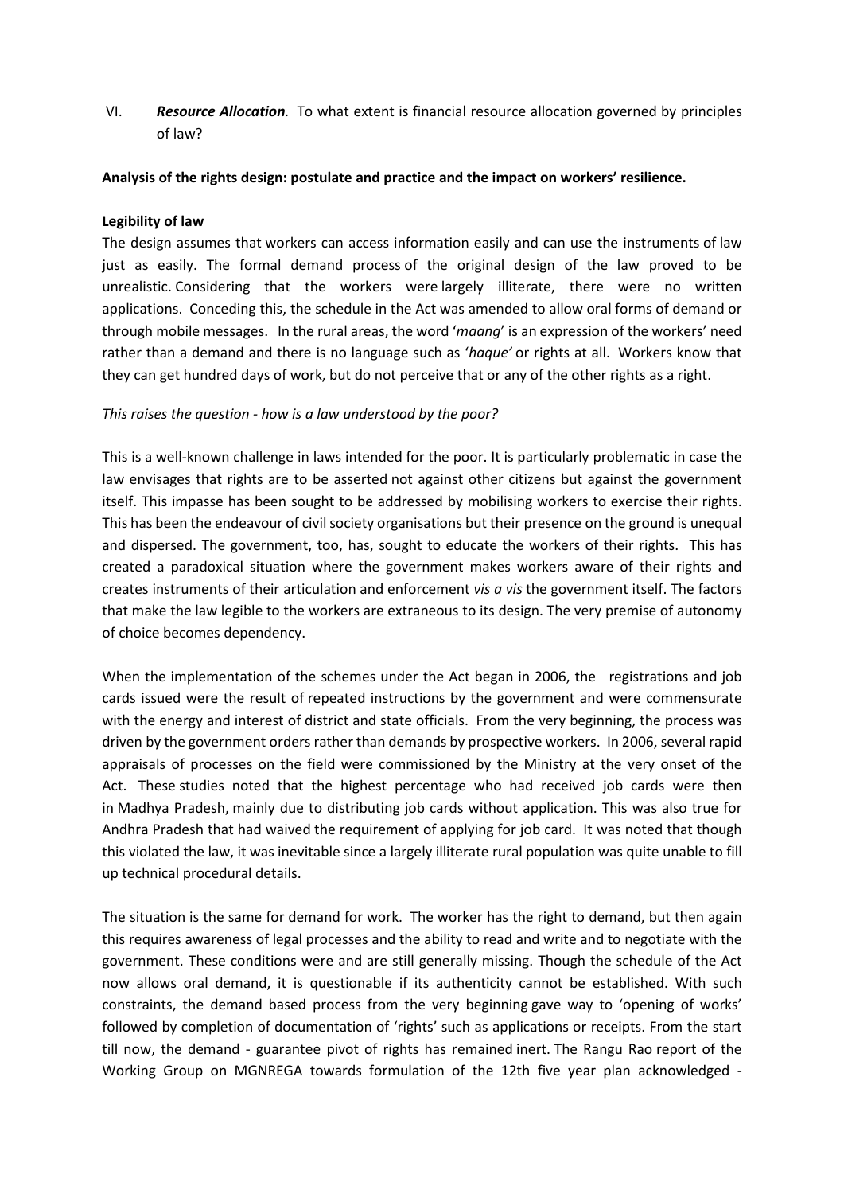VI. ***Resource Allocation.*** To what extent is financial resource allocation governed by principles of law?

**Analysis of the rights design: postulate and practice and the impact on workers' resilience.**

**Legibility of law**

The design assumes that workers can access information easily and can use the instruments of law just as easily. The formal demand process of the original design of the law proved to be unrealistic. Considering that the workers were largely illiterate, there were no written applications. Conceding this, the schedule in the Act was amended to allow oral forms of demand or through mobile messages. In the rural areas, the word '*maang*' is an expression of the workers' need rather than a demand and there is no language such as '*haque'* or rights at all. Workers know that they can get hundred days of work, but do not perceive that or any of the other rights as a right.

*This raises the question - how is a law understood by the poor?*

This is a well-known challenge in laws intended for the poor. It is particularly problematic in case the law envisages that rights are to be asserted not against other citizens but against the government itself. This impasse has been sought to be addressed by mobilising workers to exercise their rights. This has been the endeavour of civil society organisations but their presence on the ground is unequal and dispersed. The government, too, has, sought to educate the workers of their rights. This has created a paradoxical situation where the government makes workers aware of their rights and creates instruments of their articulation and enforcement *vis a vis* the government itself. The factors that make the law legible to the workers are extraneous to its design. The very premise of autonomy of choice becomes dependency.

When the implementation of the schemes under the Act began in 2006, the registrations and job cards issued were the result of repeated instructions by the government and were commensurate with the energy and interest of district and state officials. From the very beginning, the process was driven by the government orders rather than demands by prospective workers. In 2006, several rapid appraisals of processes on the field were commissioned by the Ministry at the very onset of the Act. These studies noted that the highest percentage who had received job cards were then in Madhya Pradesh, mainly due to distributing job cards without application. This was also true for Andhra Pradesh that had waived the requirement of applying for job card. It was noted that though this violated the law, it was inevitable since a largely illiterate rural population was quite unable to fill up technical procedural details.

The situation is the same for demand for work. The worker has the right to demand, but then again this requires awareness of legal processes and the ability to read and write and to negotiate with the government. These conditions were and are still generally missing. Though the schedule of the Act now allows oral demand, it is questionable if its authenticity cannot be established. With such constraints, the demand based process from the very beginning gave way to 'opening of works' followed by completion of documentation of 'rights' such as applications or receipts. From the start till now, the demand - guarantee pivot of rights has remained inert. The Rangu Rao report of the Working Group on MGNREGA towards formulation of the 12th five year plan acknowledged -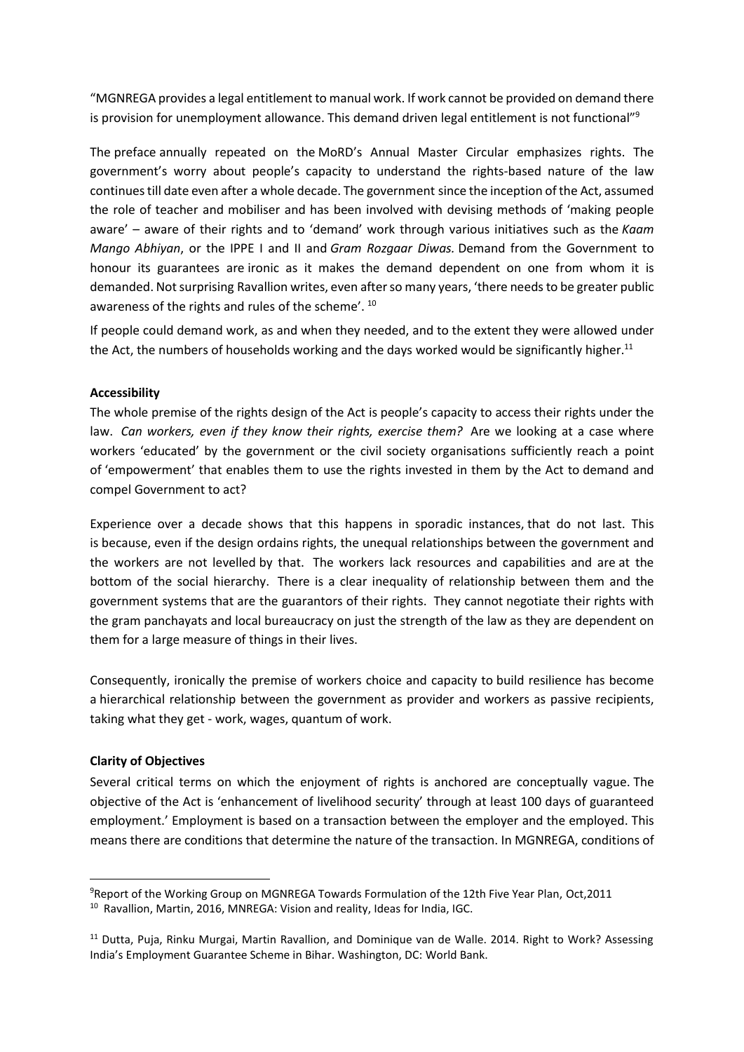"MGNREGA provides a legal entitlement to manual work. If work cannot be provided on demand there is provision for unemployment allowance. This demand driven legal entitlement is not functional"[9]

The preface annually repeated on the MoRD's Annual Master Circular emphasizes rights. The government's worry about people's capacity to understand the rights-based nature of the law continues till date even after a whole decade. The government since the inception of the Act, assumed the role of teacher and mobiliser and has been involved with devising methods of 'making people aware' – aware of their rights and to 'demand' work through various initiatives such as the *Kaam Mango Abhiyan*, or the IPPE I and II and *Gram Rozgaar Diwas.* Demand from the Government to honour its guarantees are ironic as it makes the demand dependent on one from whom it is demanded. Not surprising Ravallion writes, even after so many years, 'there needs to be greater public awareness of the rights and rules of the scheme'. [10]

If people could demand work, as and when they needed, and to the extent they were allowed under the Act, the numbers of households working and the days worked would be significantly higher.[11]

**Accessibility**

The whole premise of the rights design of the Act is people's capacity to access their rights under the law. *Can workers, even if they know their rights, exercise them?* Are we looking at a case where workers 'educated' by the government or the civil society organisations sufficiently reach a point of 'empowerment' that enables them to use the rights invested in them by the Act to demand and compel Government to act?

Experience over a decade shows that this happens in sporadic instances, that do not last. This is because, even if the design ordains rights, the unequal relationships between the government and the workers are not levelled by that. The workers lack resources and capabilities and are at the bottom of the social hierarchy. There is a clear inequality of relationship between them and the government systems that are the guarantors of their rights. They cannot negotiate their rights with the gram panchayats and local bureaucracy on just the strength of the law as they are dependent on them for a large measure of things in their lives.

Consequently, ironically the premise of workers choice and capacity to build resilience has become a hierarchical relationship between the government as provider and workers as passive recipients, taking what they get - work, wages, quantum of work.

**Clarity of Objectives**

Several critical terms on which the enjoyment of rights is anchored are conceptually vague. The objective of the Act is 'enhancement of livelihood security' through at least 100 days of guaranteed employment.' Employment is based on a transaction between the employer and the employed. This means there are conditions that determine the nature of the transaction. In MGNREGA, conditions of

---

[9] Report of the Working Group on MGNREGA Towards Formulation of the 12th Five Year Plan, Oct,2011

[10] Ravallion, Martin, 2016, MNREGA: Vision and reality, Ideas for India, IGC.

[11] Dutta, Puja, Rinku Murgai, Martin Ravallion, and Dominique van de Walle. 2014. Right to Work? Assessing India's Employment Guarantee Scheme in Bihar. Washington, DC: World Bank.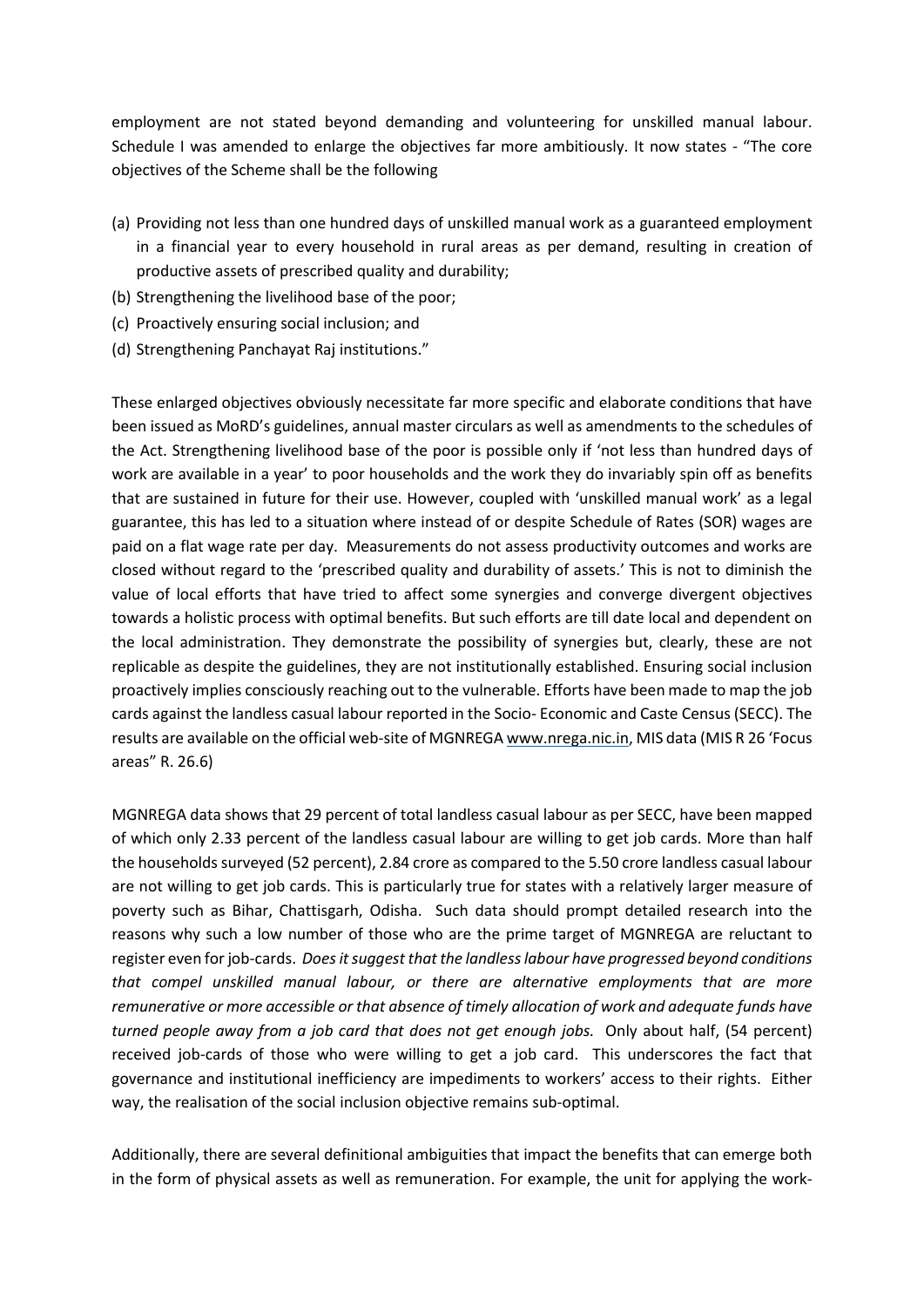employment are not stated beyond demanding and volunteering for unskilled manual labour. Schedule I was amended to enlarge the objectives far more ambitiously. It now states - "The core objectives of the Scheme shall be the following

(a) Providing not less than one hundred days of unskilled manual work as a guaranteed employment in a financial year to every household in rural areas as per demand, resulting in creation of productive assets of prescribed quality and durability;
(b) Strengthening the livelihood base of the poor;
(c) Proactively ensuring social inclusion; and
(d) Strengthening Panchayat Raj institutions."

These enlarged objectives obviously necessitate far more specific and elaborate conditions that have been issued as MoRD's guidelines, annual master circulars as well as amendments to the schedules of the Act. Strengthening livelihood base of the poor is possible only if 'not less than hundred days of work are available in a year' to poor households and the work they do invariably spin off as benefits that are sustained in future for their use. However, coupled with 'unskilled manual work' as a legal guarantee, this has led to a situation where instead of or despite Schedule of Rates (SOR) wages are paid on a flat wage rate per day. Measurements do not assess productivity outcomes and works are closed without regard to the 'prescribed quality and durability of assets.' This is not to diminish the value of local efforts that have tried to affect some synergies and converge divergent objectives towards a holistic process with optimal benefits. But such efforts are till date local and dependent on the local administration. They demonstrate the possibility of synergies but, clearly, these are not replicable as despite the guidelines, they are not institutionally established. Ensuring social inclusion proactively implies consciously reaching out to the vulnerable. Efforts have been made to map the job cards against the landless casual labour reported in the Socio- Economic and Caste Census (SECC). The results are available on the official web-site of MGNREGA www.nrega.nic.in, MIS data (MIS R 26 'Focus areas" R. 26.6)

MGNREGA data shows that 29 percent of total landless casual labour as per SECC, have been mapped of which only 2.33 percent of the landless casual labour are willing to get job cards. More than half the households surveyed (52 percent), 2.84 crore as compared to the 5.50 crore landless casual labour are not willing to get job cards. This is particularly true for states with a relatively larger measure of poverty such as Bihar, Chattisgarh, Odisha. Such data should prompt detailed research into the reasons why such a low number of those who are the prime target of MGNREGA are reluctant to register even for job-cards. *Does it suggest that the landless labour have progressed beyond conditions that compel unskilled manual labour, or there are alternative employments that are more remunerative or more accessible or that absence of timely allocation of work and adequate funds have turned people away from a job card that does not get enough jobs.* Only about half, (54 percent) received job-cards of those who were willing to get a job card. This underscores the fact that governance and institutional inefficiency are impediments to workers' access to their rights. Either way, the realisation of the social inclusion objective remains sub-optimal.

Additionally, there are several definitional ambiguities that impact the benefits that can emerge both in the form of physical assets as well as remuneration. For example, the unit for applying the work-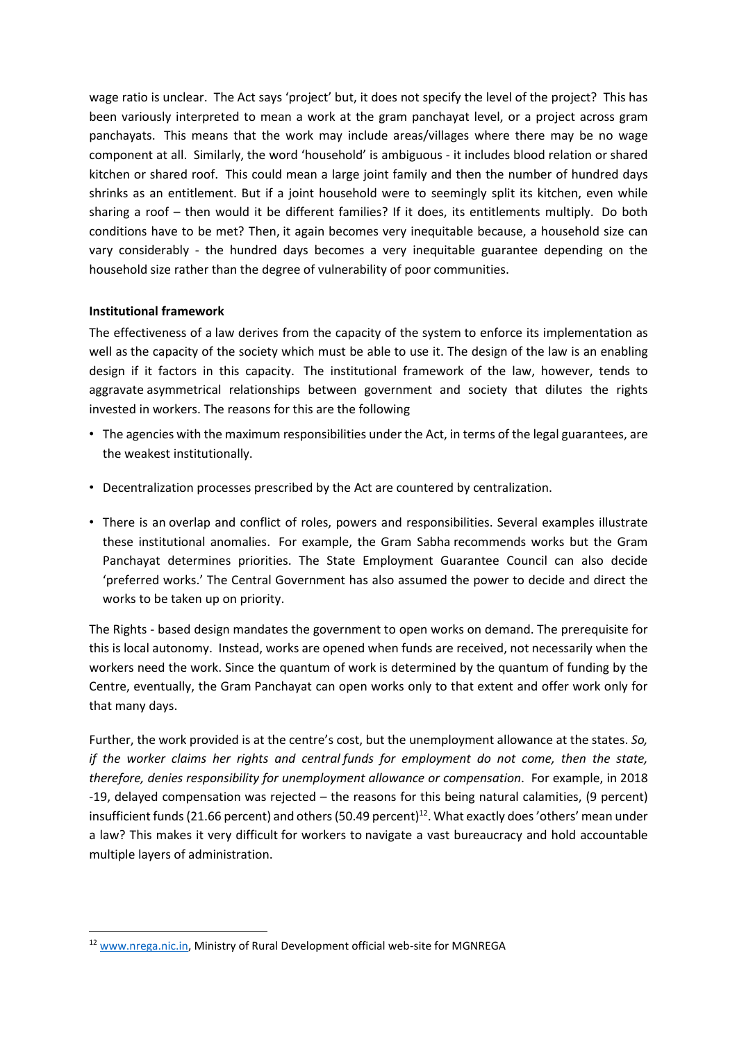wage ratio is unclear. The Act says 'project' but, it does not specify the level of the project? This has been variously interpreted to mean a work at the gram panchayat level, or a project across gram panchayats. This means that the work may include areas/villages where there may be no wage component at all. Similarly, the word 'household' is ambiguous - it includes blood relation or shared kitchen or shared roof. This could mean a large joint family and then the number of hundred days shrinks as an entitlement. But if a joint household were to seemingly split its kitchen, even while sharing a roof – then would it be different families? If it does, its entitlements multiply. Do both conditions have to be met? Then, it again becomes very inequitable because, a household size can vary considerably - the hundred days becomes a very inequitable guarantee depending on the household size rather than the degree of vulnerability of poor communities.

**Institutional framework**

The effectiveness of a law derives from the capacity of the system to enforce its implementation as well as the capacity of the society which must be able to use it. The design of the law is an enabling design if it factors in this capacity. The institutional framework of the law, however, tends to aggravate asymmetrical relationships between government and society that dilutes the rights invested in workers. The reasons for this are the following

- The agencies with the maximum responsibilities under the Act, in terms of the legal guarantees, are the weakest institutionally.
- Decentralization processes prescribed by the Act are countered by centralization.
- There is an overlap and conflict of roles, powers and responsibilities. Several examples illustrate these institutional anomalies. For example, the Gram Sabha recommends works but the Gram Panchayat determines priorities. The State Employment Guarantee Council can also decide 'preferred works.' The Central Government has also assumed the power to decide and direct the works to be taken up on priority.

The Rights - based design mandates the government to open works on demand. The prerequisite for this is local autonomy. Instead, works are opened when funds are received, not necessarily when the workers need the work. Since the quantum of work is determined by the quantum of funding by the Centre, eventually, the Gram Panchayat can open works only to that extent and offer work only for that many days.

Further, the work provided is at the centre's cost, but the unemployment allowance at the states. *So, if the worker claims her rights and central funds for employment do not come, then the state, therefore, denies responsibility for unemployment allowance or compensation*. For example, in 2018 -19, delayed compensation was rejected – the reasons for this being natural calamities, (9 percent) insufficient funds (21.66 percent) and others (50.49 percent)[12]. What exactly does 'others' mean under a law? This makes it very difficult for workers to navigate a vast bureaucracy and hold accountable multiple layers of administration.

[12] www.nrega.nic.in, Ministry of Rural Development official web-site for MGNREGA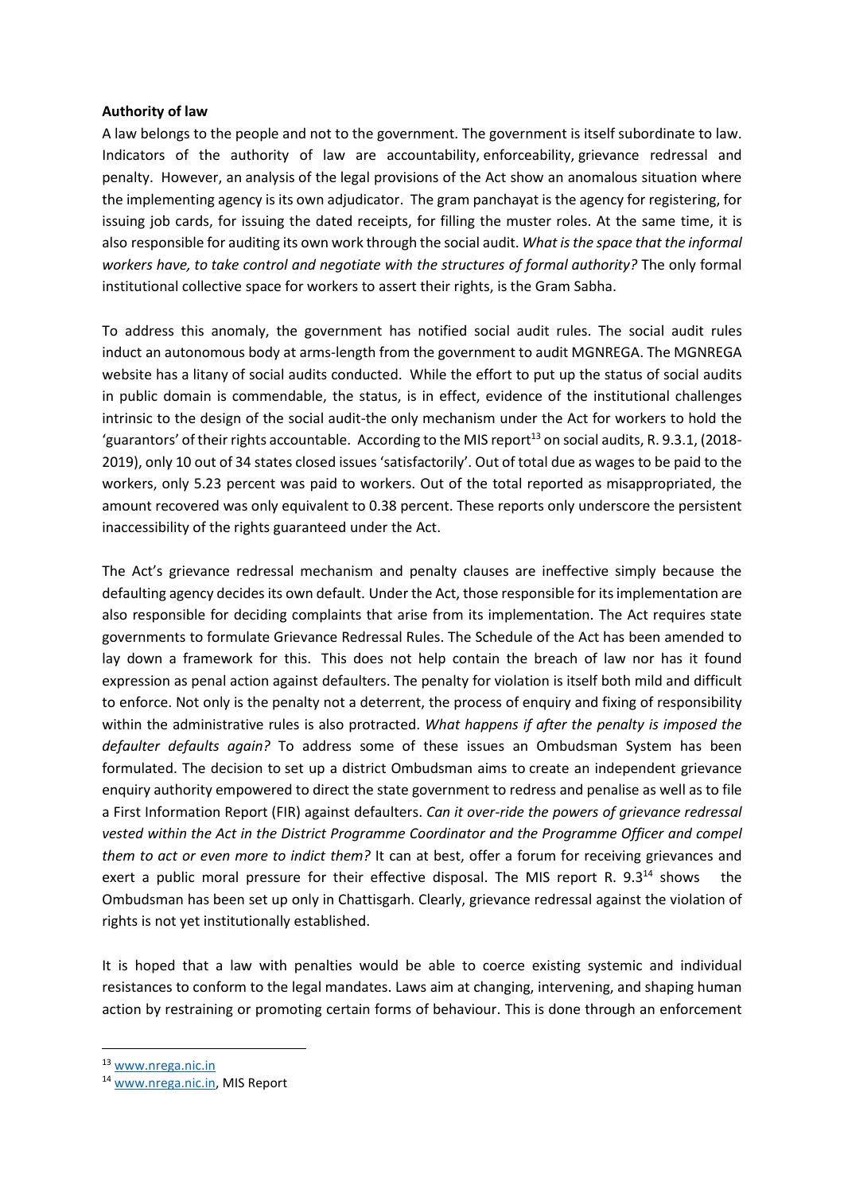**Authority of law**

A law belongs to the people and not to the government. The government is itself subordinate to law. Indicators of the authority of law are accountability, enforceability, grievance redressal and penalty. However, an analysis of the legal provisions of the Act show an anomalous situation where the implementing agency is its own adjudicator. The gram panchayat is the agency for registering, for issuing job cards, for issuing the dated receipts, for filling the muster roles. At the same time, it is also responsible for auditing its own work through the social audit. *What is the space that the informal workers have, to take control and negotiate with the structures of formal authority?* The only formal institutional collective space for workers to assert their rights, is the Gram Sabha.

To address this anomaly, the government has notified social audit rules. The social audit rules induct an autonomous body at arms-length from the government to audit MGNREGA. The MGNREGA website has a litany of social audits conducted. While the effort to put up the status of social audits in public domain is commendable, the status, is in effect, evidence of the institutional challenges intrinsic to the design of the social audit-the only mechanism under the Act for workers to hold the 'guarantors' of their rights accountable. According to the MIS report[13] on social audits, R. 9.3.1, (2018-2019), only 10 out of 34 states closed issues 'satisfactorily'. Out of total due as wages to be paid to the workers, only 5.23 percent was paid to workers. Out of the total reported as misappropriated, the amount recovered was only equivalent to 0.38 percent. These reports only underscore the persistent inaccessibility of the rights guaranteed under the Act.

The Act's grievance redressal mechanism and penalty clauses are ineffective simply because the defaulting agency decides its own default. Under the Act, those responsible for its implementation are also responsible for deciding complaints that arise from its implementation. The Act requires state governments to formulate Grievance Redressal Rules. The Schedule of the Act has been amended to lay down a framework for this. This does not help contain the breach of law nor has it found expression as penal action against defaulters. The penalty for violation is itself both mild and difficult to enforce. Not only is the penalty not a deterrent, the process of enquiry and fixing of responsibility within the administrative rules is also protracted. *What happens if after the penalty is imposed the defaulter defaults again?* To address some of these issues an Ombudsman System has been formulated. The decision to set up a district Ombudsman aims to create an independent grievance enquiry authority empowered to direct the state government to redress and penalise as well as to file a First Information Report (FIR) against defaulters. *Can it over-ride the powers of grievance redressal vested within the Act in the District Programme Coordinator and the Programme Officer and compel them to act or even more to indict them?* It can at best, offer a forum for receiving grievances and exert a public moral pressure for their effective disposal. The MIS report R. 9.3[14] shows the Ombudsman has been set up only in Chattisgarh. Clearly, grievance redressal against the violation of rights is not yet institutionally established.

It is hoped that a law with penalties would be able to coerce existing systemic and individual resistances to conform to the legal mandates. Laws aim at changing, intervening, and shaping human action by restraining or promoting certain forms of behaviour. This is done through an enforcement

---

[13] www.nrega.nic.in

[14] www.nrega.nic.in, MIS Report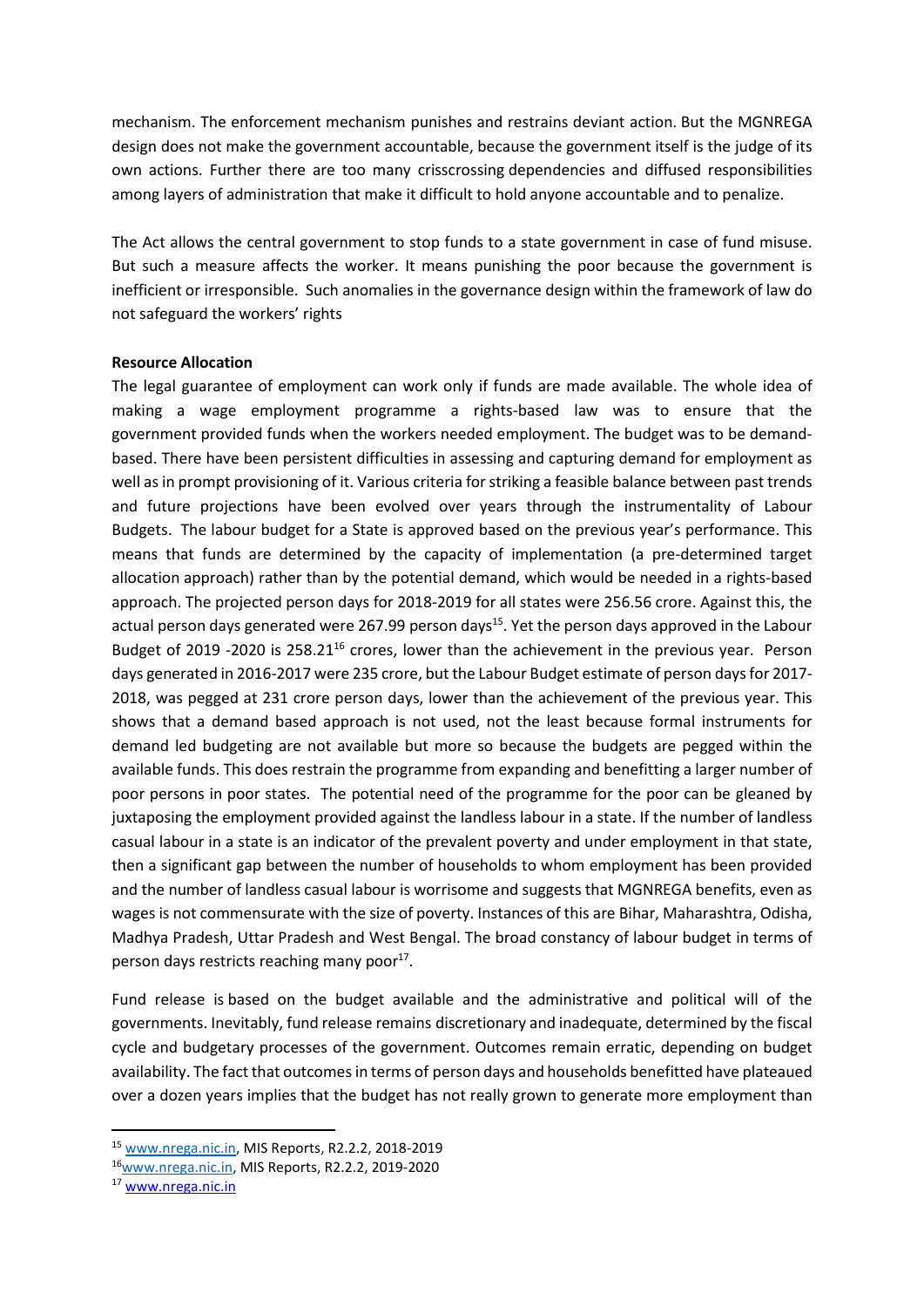mechanism. The enforcement mechanism punishes and restrains deviant action. But the MGNREGA design does not make the government accountable, because the government itself is the judge of its own actions. Further there are too many crisscrossing dependencies and diffused responsibilities among layers of administration that make it difficult to hold anyone accountable and to penalize.

The Act allows the central government to stop funds to a state government in case of fund misuse. But such a measure affects the worker. It means punishing the poor because the government is inefficient or irresponsible. Such anomalies in the governance design within the framework of law do not safeguard the workers' rights

**Resource Allocation**

The legal guarantee of employment can work only if funds are made available. The whole idea of making a wage employment programme a rights-based law was to ensure that the government provided funds when the workers needed employment. The budget was to be demand-based. There have been persistent difficulties in assessing and capturing demand for employment as well as in prompt provisioning of it. Various criteria for striking a feasible balance between past trends and future projections have been evolved over years through the instrumentality of Labour Budgets. The labour budget for a State is approved based on the previous year's performance. This means that funds are determined by the capacity of implementation (a pre-determined target allocation approach) rather than by the potential demand, which would be needed in a rights-based approach. The projected person days for 2018-2019 for all states were 256.56 crore. Against this, the actual person days generated were 267.99 person days[15]. Yet the person days approved in the Labour Budget of 2019 -2020 is 258.21[16] crores, lower than the achievement in the previous year. Person days generated in 2016-2017 were 235 crore, but the Labour Budget estimate of person days for 2017-2018, was pegged at 231 crore person days, lower than the achievement of the previous year. This shows that a demand based approach is not used, not the least because formal instruments for demand led budgeting are not available but more so because the budgets are pegged within the available funds. This does restrain the programme from expanding and benefitting a larger number of poor persons in poor states. The potential need of the programme for the poor can be gleaned by juxtaposing the employment provided against the landless labour in a state. If the number of landless casual labour in a state is an indicator of the prevalent poverty and under employment in that state, then a significant gap between the number of households to whom employment has been provided and the number of landless casual labour is worrisome and suggests that MGNREGA benefits, even as wages is not commensurate with the size of poverty. Instances of this are Bihar, Maharashtra, Odisha, Madhya Pradesh, Uttar Pradesh and West Bengal. The broad constancy of labour budget in terms of person days restricts reaching many poor[17].

Fund release is based on the budget available and the administrative and political will of the governments. Inevitably, fund release remains discretionary and inadequate, determined by the fiscal cycle and budgetary processes of the government. Outcomes remain erratic, depending on budget availability. The fact that outcomes in terms of person days and households benefitted have plateaued over a dozen years implies that the budget has not really grown to generate more employment than

[15] www.nrega.nic.in, MIS Reports, R2.2.2, 2018-2019

[16] www.nrega.nic.in, MIS Reports, R2.2.2, 2019-2020

[17] www.nrega.nic.in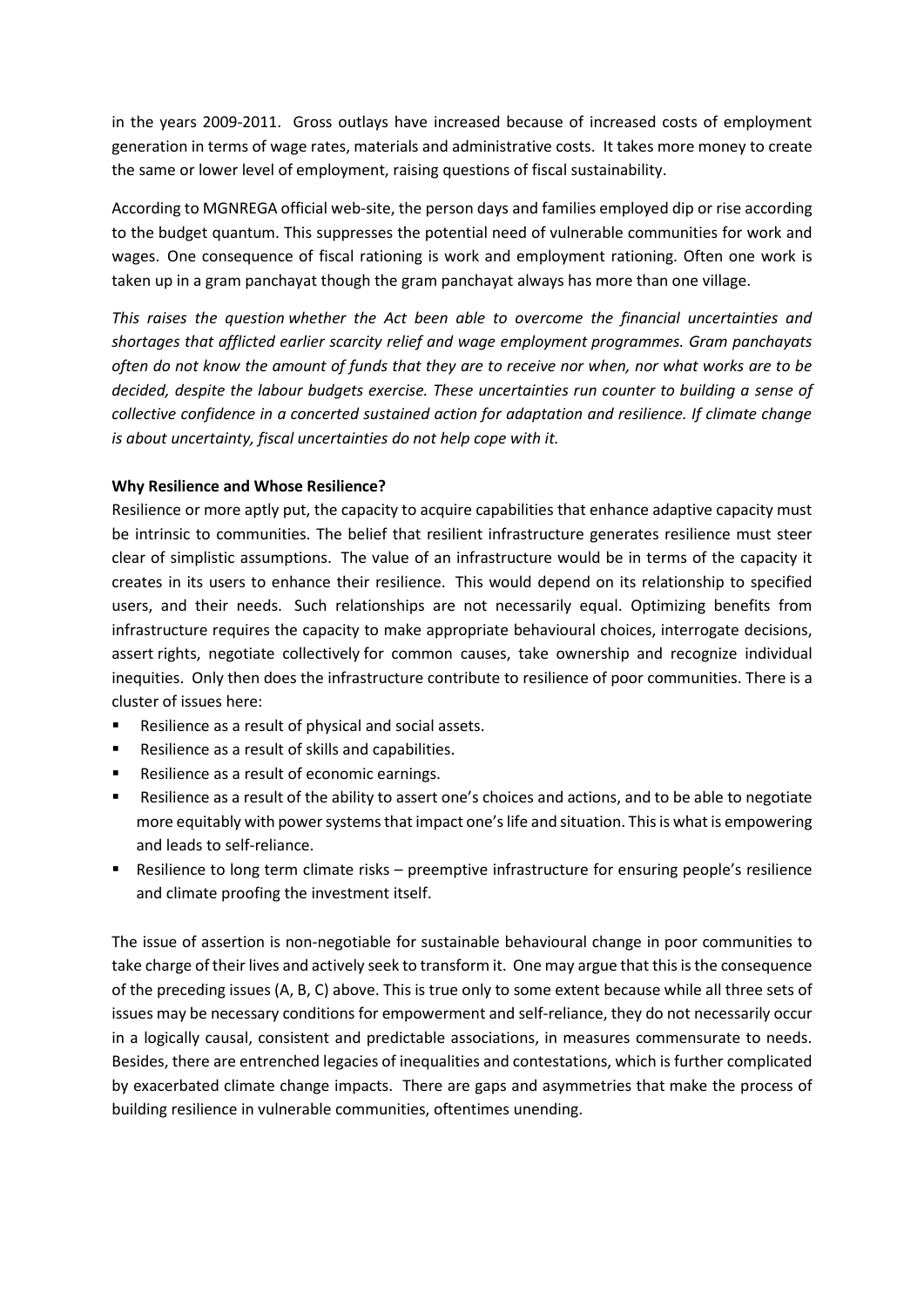in the years 2009-2011. Gross outlays have increased because of increased costs of employment generation in terms of wage rates, materials and administrative costs. It takes more money to create the same or lower level of employment, raising questions of fiscal sustainability.

According to MGNREGA official web-site, the person days and families employed dip or rise according to the budget quantum. This suppresses the potential need of vulnerable communities for work and wages. One consequence of fiscal rationing is work and employment rationing. Often one work is taken up in a gram panchayat though the gram panchayat always has more than one village.

*This raises the question whether the Act been able to overcome the financial uncertainties and shortages that afflicted earlier scarcity relief and wage employment programmes. Gram panchayats often do not know the amount of funds that they are to receive nor when, nor what works are to be decided, despite the labour budgets exercise. These uncertainties run counter to building a sense of collective confidence in a concerted sustained action for adaptation and resilience. If climate change is about uncertainty, fiscal uncertainties do not help cope with it.*

**Why Resilience and Whose Resilience?**

Resilience or more aptly put, the capacity to acquire capabilities that enhance adaptive capacity must be intrinsic to communities. The belief that resilient infrastructure generates resilience must steer clear of simplistic assumptions. The value of an infrastructure would be in terms of the capacity it creates in its users to enhance their resilience. This would depend on its relationship to specified users, and their needs. Such relationships are not necessarily equal. Optimizing benefits from infrastructure requires the capacity to make appropriate behavioural choices, interrogate decisions, assert rights, negotiate collectively for common causes, take ownership and recognize individual inequities. Only then does the infrastructure contribute to resilience of poor communities. There is a cluster of issues here:

- Resilience as a result of physical and social assets.
- Resilience as a result of skills and capabilities.
- Resilience as a result of economic earnings.
- Resilience as a result of the ability to assert one's choices and actions, and to be able to negotiate more equitably with power systems that impact one's life and situation. This is what is empowering and leads to self-reliance.
- Resilience to long term climate risks – preemptive infrastructure for ensuring people's resilience and climate proofing the investment itself.

The issue of assertion is non-negotiable for sustainable behavioural change in poor communities to take charge of their lives and actively seek to transform it. One may argue that this is the consequence of the preceding issues (A, B, C) above. This is true only to some extent because while all three sets of issues may be necessary conditions for empowerment and self-reliance, they do not necessarily occur in a logically causal, consistent and predictable associations, in measures commensurate to needs. Besides, there are entrenched legacies of inequalities and contestations, which is further complicated by exacerbated climate change impacts. There are gaps and asymmetries that make the process of building resilience in vulnerable communities, oftentimes unending.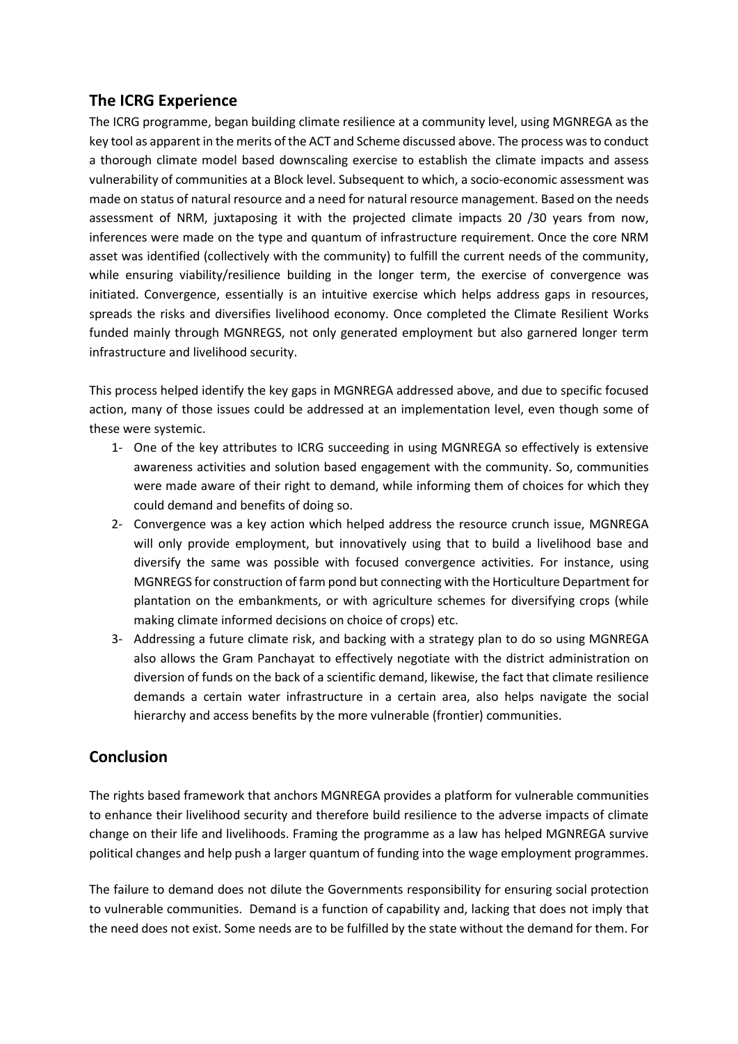## The ICRG Experience

The ICRG programme, began building climate resilience at a community level, using MGNREGA as the key tool as apparent in the merits of the ACT and Scheme discussed above. The process was to conduct a thorough climate model based downscaling exercise to establish the climate impacts and assess vulnerability of communities at a Block level. Subsequent to which, a socio-economic assessment was made on status of natural resource and a need for natural resource management. Based on the needs assessment of NRM, juxtaposing it with the projected climate impacts 20 /30 years from now, inferences were made on the type and quantum of infrastructure requirement. Once the core NRM asset was identified (collectively with the community) to fulfill the current needs of the community, while ensuring viability/resilience building in the longer term, the exercise of convergence was initiated. Convergence, essentially is an intuitive exercise which helps address gaps in resources, spreads the risks and diversifies livelihood economy. Once completed the Climate Resilient Works funded mainly through MGNREGS, not only generated employment but also garnered longer term infrastructure and livelihood security.

This process helped identify the key gaps in MGNREGA addressed above, and due to specific focused action, many of those issues could be addressed at an implementation level, even though some of these were systemic.

1- One of the key attributes to ICRG succeeding in using MGNREGA so effectively is extensive awareness activities and solution based engagement with the community. So, communities were made aware of their right to demand, while informing them of choices for which they could demand and benefits of doing so.
2- Convergence was a key action which helped address the resource crunch issue, MGNREGA will only provide employment, but innovatively using that to build a livelihood base and diversify the same was possible with focused convergence activities. For instance, using MGNREGS for construction of farm pond but connecting with the Horticulture Department for plantation on the embankments, or with agriculture schemes for diversifying crops (while making climate informed decisions on choice of crops) etc.
3- Addressing a future climate risk, and backing with a strategy plan to do so using MGNREGA also allows the Gram Panchayat to effectively negotiate with the district administration on diversion of funds on the back of a scientific demand, likewise, the fact that climate resilience demands a certain water infrastructure in a certain area, also helps navigate the social hierarchy and access benefits by the more vulnerable (frontier) communities.

## Conclusion

The rights based framework that anchors MGNREGA provides a platform for vulnerable communities to enhance their livelihood security and therefore build resilience to the adverse impacts of climate change on their life and livelihoods. Framing the programme as a law has helped MGNREGA survive political changes and help push a larger quantum of funding into the wage employment programmes.

The failure to demand does not dilute the Governments responsibility for ensuring social protection to vulnerable communities. Demand is a function of capability and, lacking that does not imply that the need does not exist. Some needs are to be fulfilled by the state without the demand for them. For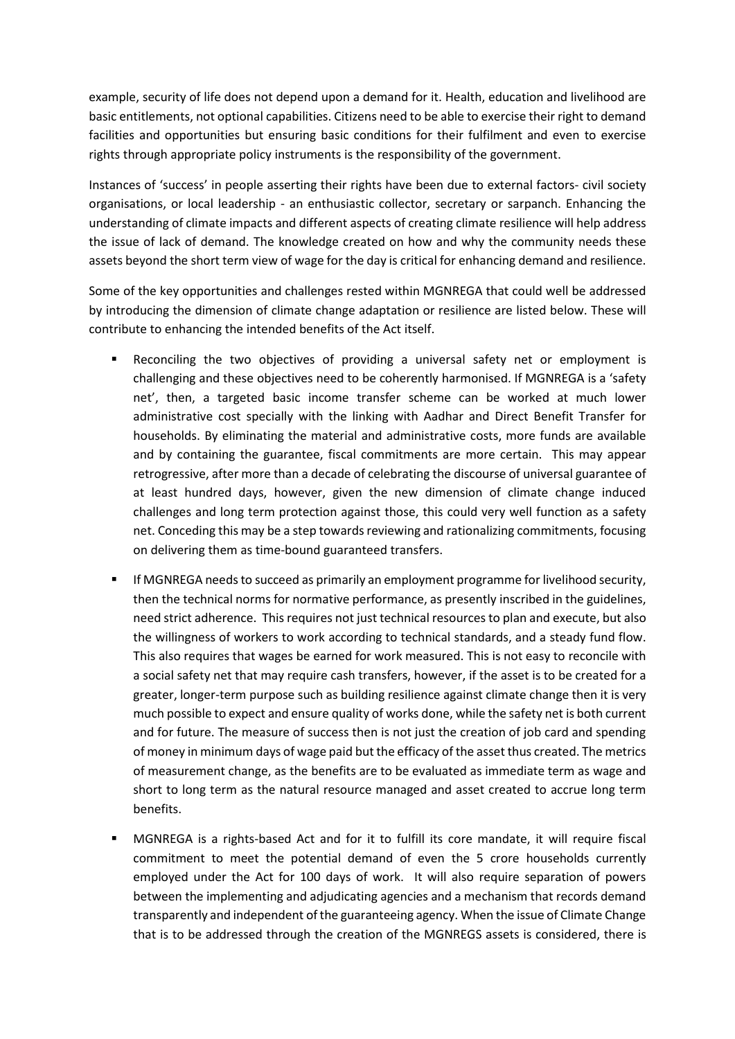example, security of life does not depend upon a demand for it. Health, education and livelihood are basic entitlements, not optional capabilities. Citizens need to be able to exercise their right to demand facilities and opportunities but ensuring basic conditions for their fulfilment and even to exercise rights through appropriate policy instruments is the responsibility of the government.

Instances of 'success' in people asserting their rights have been due to external factors- civil society organisations, or local leadership - an enthusiastic collector, secretary or sarpanch. Enhancing the understanding of climate impacts and different aspects of creating climate resilience will help address the issue of lack of demand. The knowledge created on how and why the community needs these assets beyond the short term view of wage for the day is critical for enhancing demand and resilience.

Some of the key opportunities and challenges rested within MGNREGA that could well be addressed by introducing the dimension of climate change adaptation or resilience are listed below. These will contribute to enhancing the intended benefits of the Act itself.

- Reconciling the two objectives of providing a universal safety net or employment is challenging and these objectives need to be coherently harmonised. If MGNREGA is a 'safety net', then, a targeted basic income transfer scheme can be worked at much lower administrative cost specially with the linking with Aadhar and Direct Benefit Transfer for households. By eliminating the material and administrative costs, more funds are available and by containing the guarantee, fiscal commitments are more certain. This may appear retrogressive, after more than a decade of celebrating the discourse of universal guarantee of at least hundred days, however, given the new dimension of climate change induced challenges and long term protection against those, this could very well function as a safety net. Conceding this may be a step towards reviewing and rationalizing commitments, focusing on delivering them as time-bound guaranteed transfers.
- If MGNREGA needs to succeed as primarily an employment programme for livelihood security, then the technical norms for normative performance, as presently inscribed in the guidelines, need strict adherence. This requires not just technical resources to plan and execute, but also the willingness of workers to work according to technical standards, and a steady fund flow. This also requires that wages be earned for work measured. This is not easy to reconcile with a social safety net that may require cash transfers, however, if the asset is to be created for a greater, longer-term purpose such as building resilience against climate change then it is very much possible to expect and ensure quality of works done, while the safety net is both current and for future. The measure of success then is not just the creation of job card and spending of money in minimum days of wage paid but the efficacy of the asset thus created. The metrics of measurement change, as the benefits are to be evaluated as immediate term as wage and short to long term as the natural resource managed and asset created to accrue long term benefits.
- MGNREGA is a rights-based Act and for it to fulfill its core mandate, it will require fiscal commitment to meet the potential demand of even the 5 crore households currently employed under the Act for 100 days of work. It will also require separation of powers between the implementing and adjudicating agencies and a mechanism that records demand transparently and independent of the guaranteeing agency. When the issue of Climate Change that is to be addressed through the creation of the MGNREGS assets is considered, there is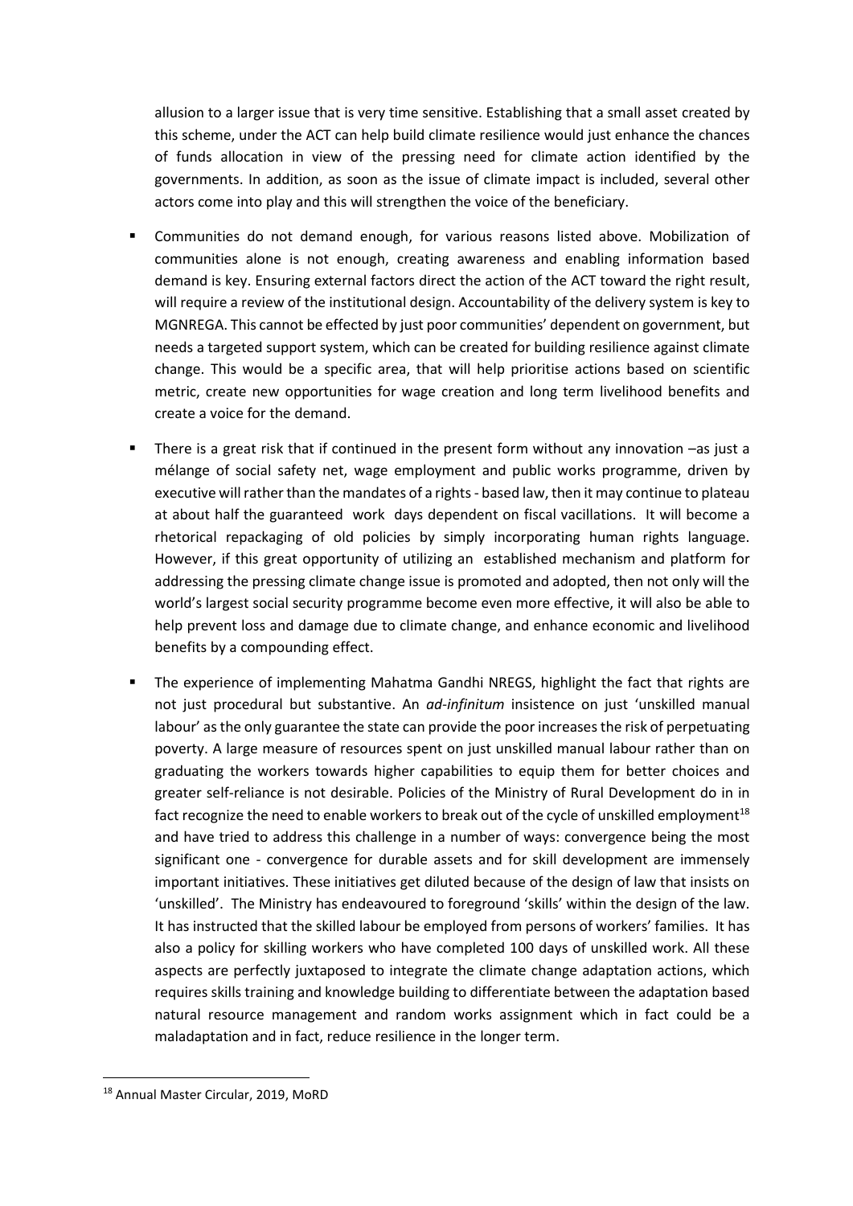allusion to a larger issue that is very time sensitive. Establishing that a small asset created by this scheme, under the ACT can help build climate resilience would just enhance the chances of funds allocation in view of the pressing need for climate action identified by the governments. In addition, as soon as the issue of climate impact is included, several other actors come into play and this will strengthen the voice of the beneficiary.

- Communities do not demand enough, for various reasons listed above. Mobilization of communities alone is not enough, creating awareness and enabling information based demand is key. Ensuring external factors direct the action of the ACT toward the right result, will require a review of the institutional design. Accountability of the delivery system is key to MGNREGA. This cannot be effected by just poor communities' dependent on government, but needs a targeted support system, which can be created for building resilience against climate change. This would be a specific area, that will help prioritise actions based on scientific metric, create new opportunities for wage creation and long term livelihood benefits and create a voice for the demand.

- There is a great risk that if continued in the present form without any innovation –as just a mélange of social safety net, wage employment and public works programme, driven by executive will rather than the mandates of a rights - based law, then it may continue to plateau at about half the guaranteed work days dependent on fiscal vacillations. It will become a rhetorical repackaging of old policies by simply incorporating human rights language. However, if this great opportunity of utilizing an established mechanism and platform for addressing the pressing climate change issue is promoted and adopted, then not only will the world's largest social security programme become even more effective, it will also be able to help prevent loss and damage due to climate change, and enhance economic and livelihood benefits by a compounding effect.

- The experience of implementing Mahatma Gandhi NREGS, highlight the fact that rights are not just procedural but substantive. An *ad-infinitum* insistence on just 'unskilled manual labour' as the only guarantee the state can provide the poor increases the risk of perpetuating poverty. A large measure of resources spent on just unskilled manual labour rather than on graduating the workers towards higher capabilities to equip them for better choices and greater self-reliance is not desirable. Policies of the Ministry of Rural Development do in in fact recognize the need to enable workers to break out of the cycle of unskilled employment[18] and have tried to address this challenge in a number of ways: convergence being the most significant one - convergence for durable assets and for skill development are immensely important initiatives. These initiatives get diluted because of the design of law that insists on 'unskilled'. The Ministry has endeavoured to foreground 'skills' within the design of the law. It has instructed that the skilled labour be employed from persons of workers' families. It has also a policy for skilling workers who have completed 100 days of unskilled work. All these aspects are perfectly juxtaposed to integrate the climate change adaptation actions, which requires skills training and knowledge building to differentiate between the adaptation based natural resource management and random works assignment which in fact could be a maladaptation and in fact, reduce resilience in the longer term.

---

[18] Annual Master Circular, 2019, MoRD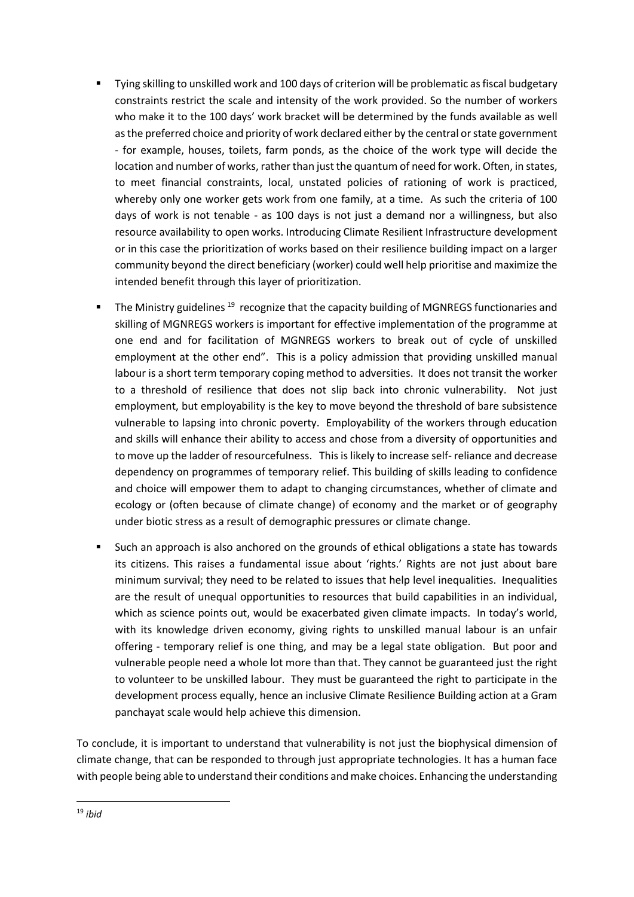- Tying skilling to unskilled work and 100 days of criterion will be problematic as fiscal budgetary constraints restrict the scale and intensity of the work provided. So the number of workers who make it to the 100 days' work bracket will be determined by the funds available as well as the preferred choice and priority of work declared either by the central or state government - for example, houses, toilets, farm ponds, as the choice of the work type will decide the location and number of works, rather than just the quantum of need for work. Often, in states, to meet financial constraints, local, unstated policies of rationing of work is practiced, whereby only one worker gets work from one family, at a time. As such the criteria of 100 days of work is not tenable - as 100 days is not just a demand nor a willingness, but also resource availability to open works. Introducing Climate Resilient Infrastructure development or in this case the prioritization of works based on their resilience building impact on a larger community beyond the direct beneficiary (worker) could well help prioritise and maximize the intended benefit through this layer of prioritization.

- The Ministry guidelines [19] recognize that the capacity building of MGNREGS functionaries and skilling of MGNREGS workers is important for effective implementation of the programme at one end and for facilitation of MGNREGS workers to break out of cycle of unskilled employment at the other end". This is a policy admission that providing unskilled manual labour is a short term temporary coping method to adversities. It does not transit the worker to a threshold of resilience that does not slip back into chronic vulnerability. Not just employment, but employability is the key to move beyond the threshold of bare subsistence vulnerable to lapsing into chronic poverty. Employability of the workers through education and skills will enhance their ability to access and chose from a diversity of opportunities and to move up the ladder of resourcefulness. This is likely to increase self- reliance and decrease dependency on programmes of temporary relief. This building of skills leading to confidence and choice will empower them to adapt to changing circumstances, whether of climate and ecology or (often because of climate change) of economy and the market or of geography under biotic stress as a result of demographic pressures or climate change.

- Such an approach is also anchored on the grounds of ethical obligations a state has towards its citizens. This raises a fundamental issue about 'rights.' Rights are not just about bare minimum survival; they need to be related to issues that help level inequalities. Inequalities are the result of unequal opportunities to resources that build capabilities in an individual, which as science points out, would be exacerbated given climate impacts. In today's world, with its knowledge driven economy, giving rights to unskilled manual labour is an unfair offering - temporary relief is one thing, and may be a legal state obligation. But poor and vulnerable people need a whole lot more than that. They cannot be guaranteed just the right to volunteer to be unskilled labour. They must be guaranteed the right to participate in the development process equally, hence an inclusive Climate Resilience Building action at a Gram panchayat scale would help achieve this dimension.

To conclude, it is important to understand that vulnerability is not just the biophysical dimension of climate change, that can be responded to through just appropriate technologies. It has a human face with people being able to understand their conditions and make choices. Enhancing the understanding

[19] *ibid*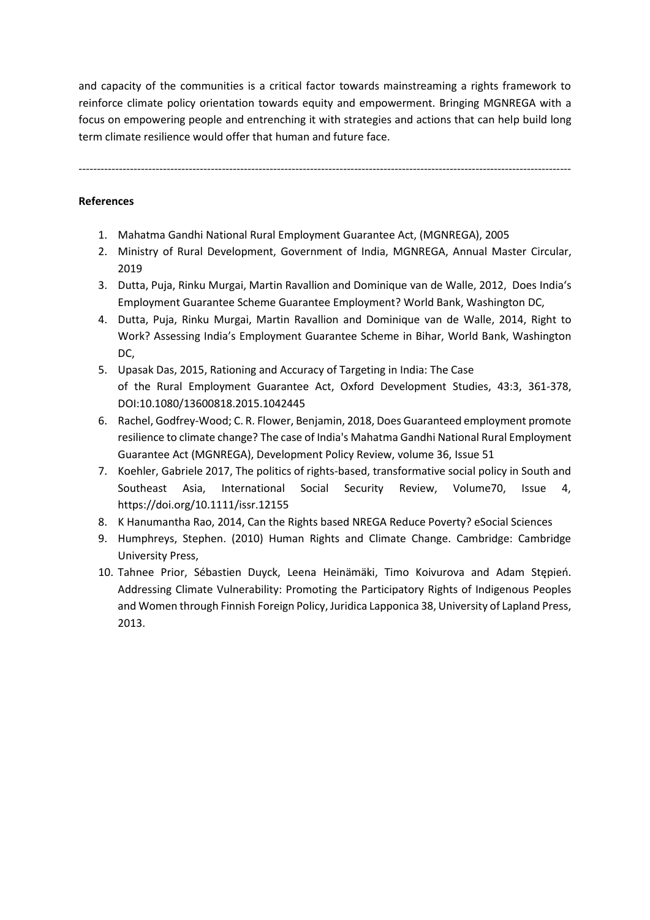and capacity of the communities is a critical factor towards mainstreaming a rights framework to reinforce climate policy orientation towards equity and empowerment. Bringing MGNREGA with a focus on empowering people and entrenching it with strategies and actions that can help build long term climate resilience would offer that human and future face.

---

**References**

1. Mahatma Gandhi National Rural Employment Guarantee Act, (MGNREGA), 2005
2. Ministry of Rural Development, Government of India, MGNREGA, Annual Master Circular, 2019
3. Dutta, Puja, Rinku Murgai, Martin Ravallion and Dominique van de Walle, 2012, Does India's Employment Guarantee Scheme Guarantee Employment? World Bank, Washington DC,
4. Dutta, Puja, Rinku Murgai, Martin Ravallion and Dominique van de Walle, 2014, Right to Work? Assessing India's Employment Guarantee Scheme in Bihar, World Bank, Washington DC,
5. Upasak Das, 2015, Rationing and Accuracy of Targeting in India: The Case of the Rural Employment Guarantee Act, Oxford Development Studies, 43:3, 361-378, DOI:10.1080/13600818.2015.1042445
6. Rachel, Godfrey-Wood; C. R. Flower, Benjamin, 2018, Does Guaranteed employment promote resilience to climate change? The case of India's Mahatma Gandhi National Rural Employment Guarantee Act (MGNREGA), Development Policy Review, volume 36, Issue 51
7. Koehler, Gabriele 2017, The politics of rights-based, transformative social policy in South and Southeast Asia, International Social Security Review, Volume70, Issue 4, https://doi.org/10.1111/issr.12155
8. K Hanumantha Rao, 2014, Can the Rights based NREGA Reduce Poverty? eSocial Sciences
9. Humphreys, Stephen. (2010) Human Rights and Climate Change. Cambridge: Cambridge University Press,
10. Tahnee Prior, Sébastien Duyck, Leena Heinämäki, Timo Koivurova and Adam Stępień. Addressing Climate Vulnerability: Promoting the Participatory Rights of Indigenous Peoples and Women through Finnish Foreign Policy, Juridica Lapponica 38, University of Lapland Press, 2013.